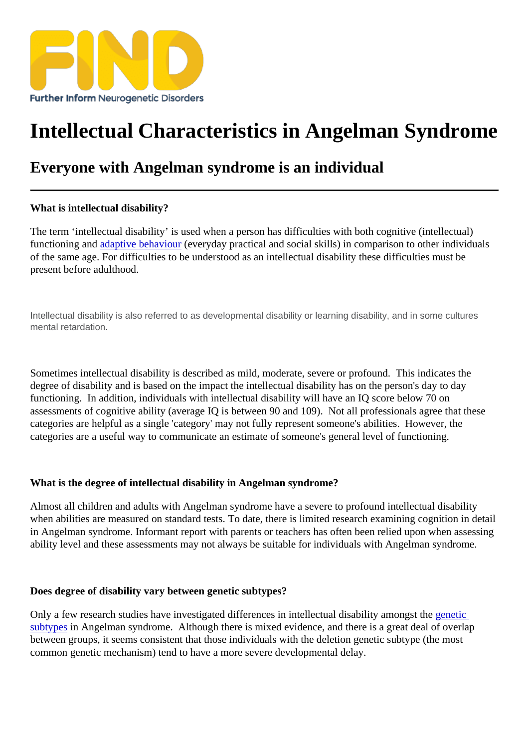FIND

Further Inform Neurogenetic Disorders

# Intellectual Characteristics in Angelman Syndrome

## Everyone with Angelman syndrome is an individual

---

**What is intellectual disability?**

The term 'intellectual disability' is used when a person has difficulties with both cognitive (intellectual) functioning and adaptive behaviour (everyday practical and social skills) in comparison to other individuals of the same age. For difficulties to be understood as an intellectual disability these difficulties must be present before adulthood.

Intellectual disability is also referred to as developmental disability or learning disability, and in some cultures mental retardation.

Sometimes intellectual disability is described as mild, moderate, severe or profound. This indicates the degree of disability and is based on the impact the intellectual disability has on the person's day to day functioning. In addition, individuals with intellectual disability will have an IQ score below 70 on assessments of cognitive ability (average IQ is between 90 and 109). Not all professionals agree that these categories are helpful as a single 'category' may not fully represent someone's abilities. However, the categories are a useful way to communicate an estimate of someone's general level of functioning.

**What is the degree of intellectual disability in Angelman syndrome?**

Almost all children and adults with Angelman syndrome have a severe to profound intellectual disability when abilities are measured on standard tests. To date, there is limited research examining cognition in detail in Angelman syndrome. Informant report with parents or teachers has often been relied upon when assessing ability level and these assessments may not always be suitable for individuals with Angelman syndrome.

**Does degree of disability vary between genetic subtypes?**

Only a few research studies have investigated differences in intellectual disability amongst the genetic subtypes in Angelman syndrome. Although there is mixed evidence, and there is a great deal of overlap between groups, it seems consistent that those individuals with the deletion genetic subtype (the most common genetic mechanism) tend to have a more severe developmental delay.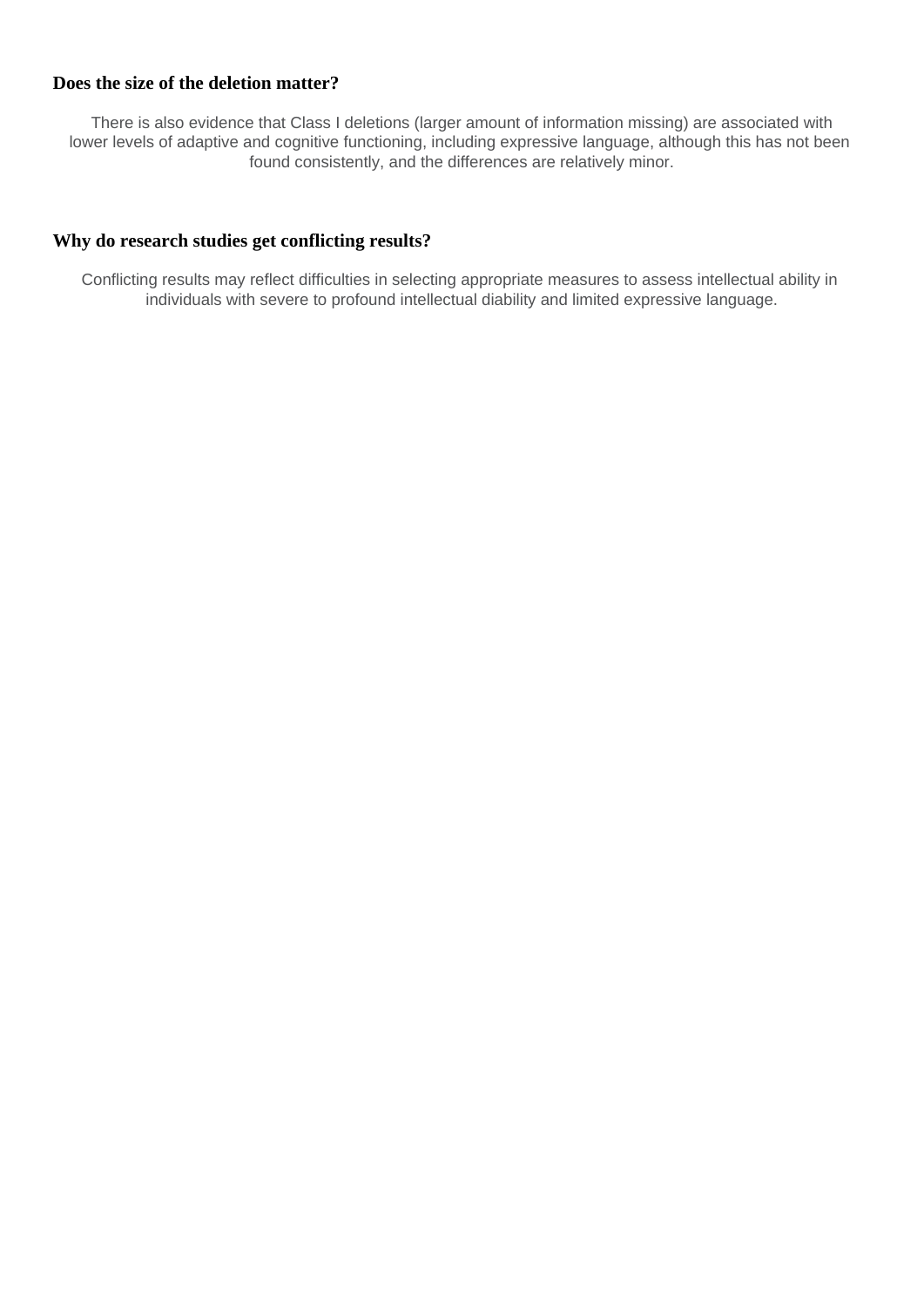**Does the size of the deletion matter?**

There is also evidence that Class I deletions (larger amount of information missing) are associated with lower levels of adaptive and cognitive functioning, including expressive language, although this has not been found consistently, and the differences are relatively minor.

**Why do research studies get conflicting results?**

Conflicting results may reflect difficulties in selecting appropriate measures to assess intellectual ability in individuals with severe to profound intellectual diability and limited expressive language.